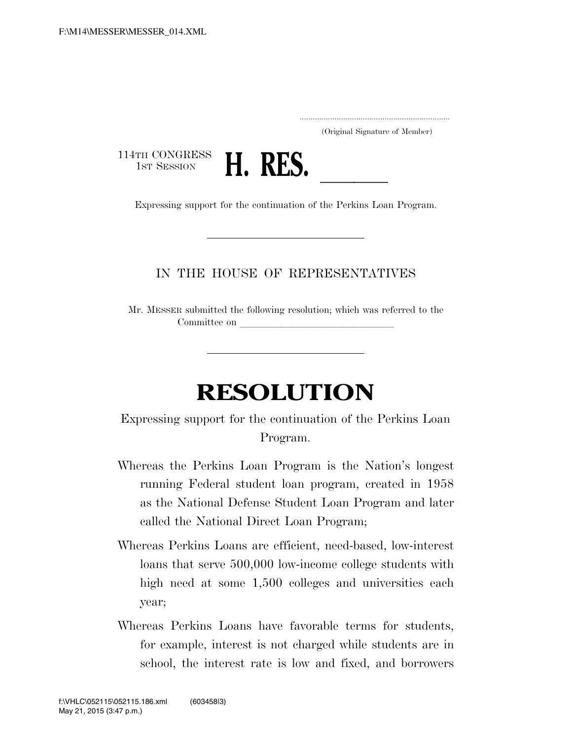.....................................................................
(Original Signature of Member)

114TH CONGRESS
1ST SESSION

# H. RES. \_\_\_\_\_\_

Expressing support for the continuation of the Perkins Loan Program.

---

IN THE HOUSE OF REPRESENTATIVES

Mr. MESSER submitted the following resolution; which was referred to the Committee on \_\_\_\_\_\_\_\_\_\_\_\_\_\_\_\_\_\_\_\_\_\_\_\_\_\_\_\_\_\_

---

# RESOLUTION

Expressing support for the continuation of the Perkins Loan Program.

Whereas the Perkins Loan Program is the Nation's longest running Federal student loan program, created in 1958 as the National Defense Student Loan Program and later called the National Direct Loan Program;

Whereas Perkins Loans are efficient, need-based, low-interest loans that serve 500,000 low-income college students with high need at some 1,500 colleges and universities each year;

Whereas Perkins Loans have favorable terms for students, for example, interest is not charged while students are in school, the interest rate is low and fixed, and borrowers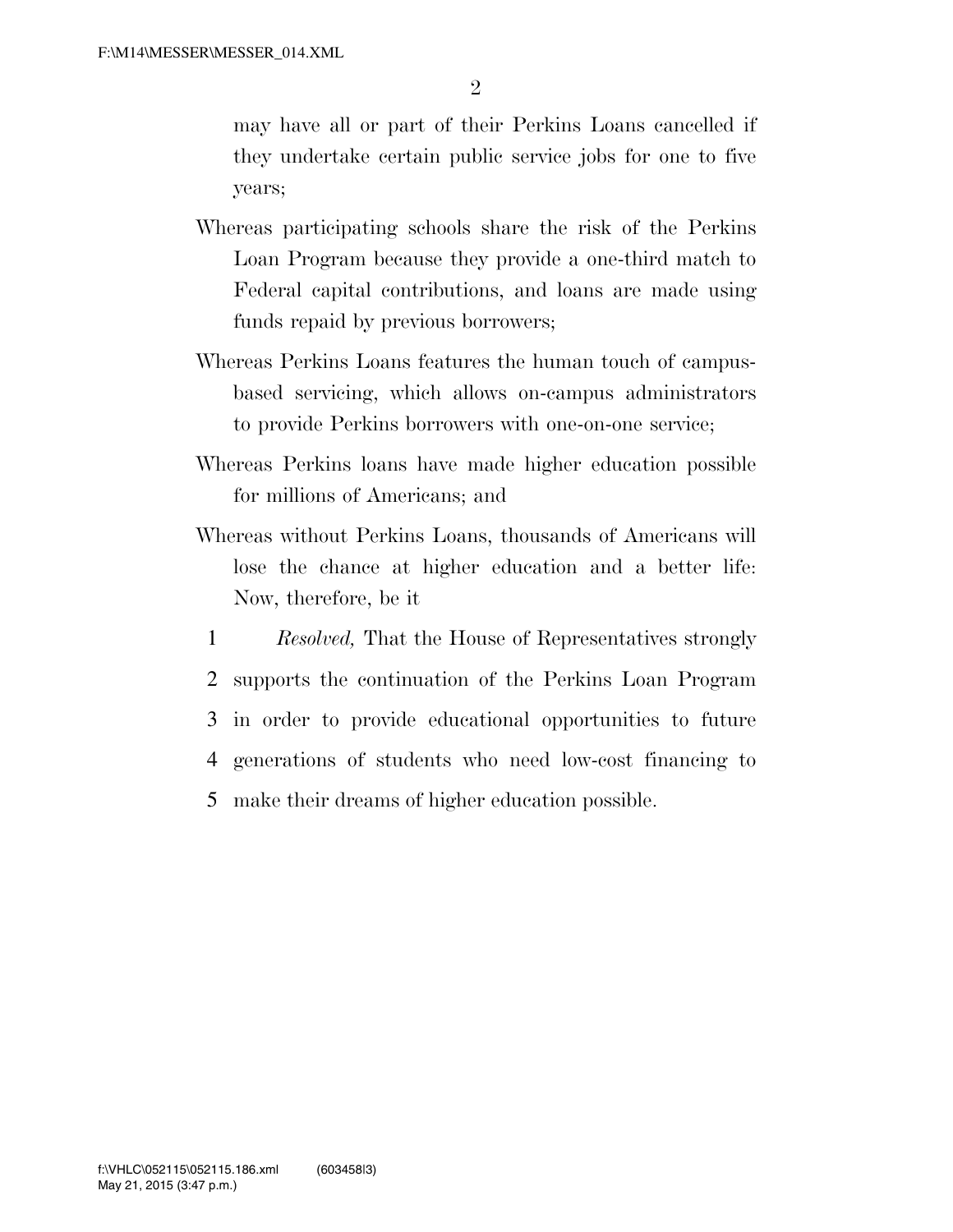may have all or part of their Perkins Loans cancelled if they undertake certain public service jobs for one to five years;

Whereas participating schools share the risk of the Perkins Loan Program because they provide a one-third match to Federal capital contributions, and loans are made using funds repaid by previous borrowers;

Whereas Perkins Loans features the human touch of campus-based servicing, which allows on-campus administrators to provide Perkins borrowers with one-on-one service;

Whereas Perkins loans have made higher education possible for millions of Americans; and

Whereas without Perkins Loans, thousands of Americans will lose the chance at higher education and a better life: Now, therefore, be it

1 *Resolved,* That the House of Representatives strongly
2 supports the continuation of the Perkins Loan Program
3 in order to provide educational opportunities to future
4 generations of students who need low-cost financing to
5 make their dreams of higher education possible.